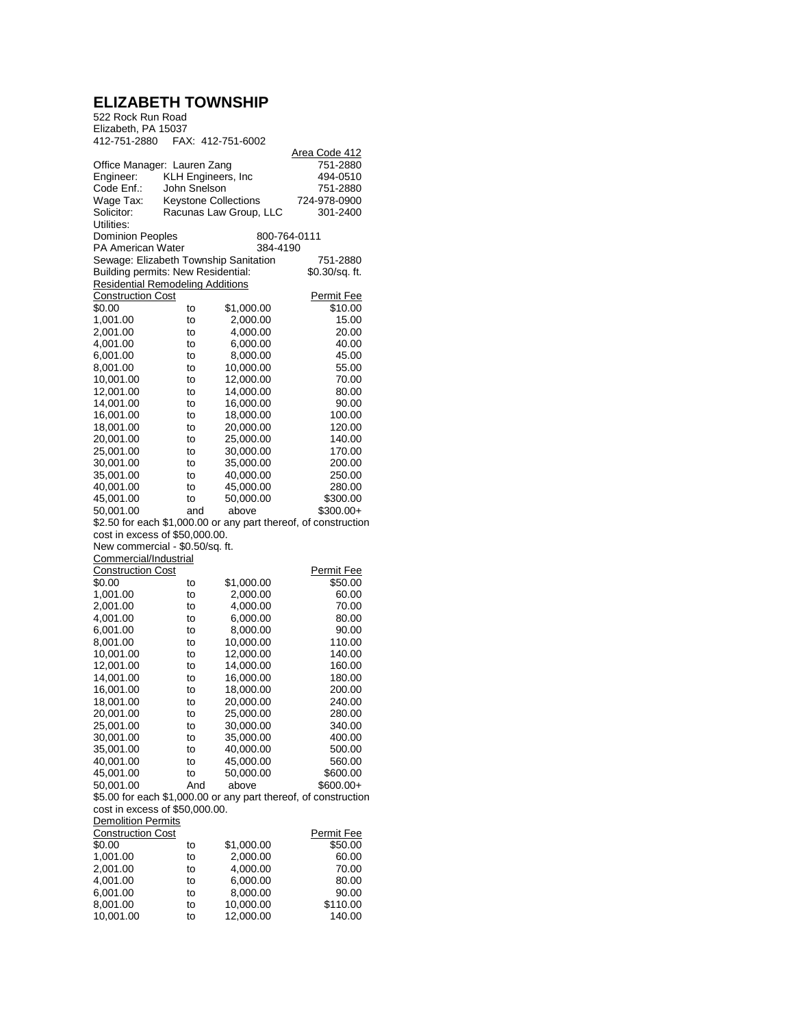# ELIZABETH TOWNSHIP

522 Rock Run Road
Elizabeth, PA 15037
412-751-2880 FAX: 412-751-6002

| | | Area Code 412 |
|---|---|---|
| Office Manager: | Lauren Zang | 751-2880 |
| Engineer: | KLH Engineers, Inc | 494-0510 |
| Code Enf.: | John Snelson | 751-2880 |
| Wage Tax: | Keystone Collections | 724-978-0900 |
| Solicitor: | Racunas Law Group, LLC | 301-2400 |

Utilities:

| | |
|---|---|
| Dominion Peoples | 800-764-0111 |
| PA American Water | 384-4190 |
| Sewage: Elizabeth Township Sanitation | 751-2880 |
| Building permits: New Residential: | $0.30/sq. ft. |

Residential Remodeling Additions

| Construction Cost | | | Permit Fee |
|---|---|---|---|
| $0.00 | to | $1,000.00 | $10.00 |
| 1,001.00 | to | 2,000.00 | 15.00 |
| 2,001.00 | to | 4,000.00 | 20.00 |
| 4,001.00 | to | 6,000.00 | 40.00 |
| 6,001.00 | to | 8,000.00 | 45.00 |
| 8,001.00 | to | 10,000.00 | 55.00 |
| 10,001.00 | to | 12,000.00 | 70.00 |
| 12,001.00 | to | 14,000.00 | 80.00 |
| 14,001.00 | to | 16,000.00 | 90.00 |
| 16,001.00 | to | 18,000.00 | 100.00 |
| 18,001.00 | to | 20,000.00 | 120.00 |
| 20,001.00 | to | 25,000.00 | 140.00 |
| 25,001.00 | to | 30,000.00 | 170.00 |
| 30,001.00 | to | 35,000.00 | 200.00 |
| 35,001.00 | to | 40,000.00 | 250.00 |
| 40,001.00 | to | 45,000.00 | 280.00 |
| 45,001.00 | to | 50,000.00 | $300.00 |
| 50,001.00 | and | above | $300.00+ |

$2.50 for each $1,000.00 or any part thereof, of construction cost in excess of $50,000.00.

New commercial - $0.50/sq. ft.

Commercial/Industrial

| Construction Cost | | | Permit Fee |
|---|---|---|---|
| $0.00 | to | $1,000.00 | $50.00 |
| 1,001.00 | to | 2,000.00 | 60.00 |
| 2,001.00 | to | 4,000.00 | 70.00 |
| 4,001.00 | to | 6,000.00 | 80.00 |
| 6,001.00 | to | 8,000.00 | 90.00 |
| 8,001.00 | to | 10,000.00 | 110.00 |
| 10,001.00 | to | 12,000.00 | 140.00 |
| 12,001.00 | to | 14,000.00 | 160.00 |
| 14,001.00 | to | 16,000.00 | 180.00 |
| 16,001.00 | to | 18,000.00 | 200.00 |
| 18,001.00 | to | 20,000.00 | 240.00 |
| 20,001.00 | to | 25,000.00 | 280.00 |
| 25,001.00 | to | 30,000.00 | 340.00 |
| 30,001.00 | to | 35,000.00 | 400.00 |
| 35,001.00 | to | 40,000.00 | 500.00 |
| 40,001.00 | to | 45,000.00 | 560.00 |
| 45,001.00 | to | 50,000.00 | $600.00 |
| 50,001.00 | And | above | $600.00+ |

$5.00 for each $1,000.00 or any part thereof, of construction cost in excess of $50,000.00.

Demolition Permits

| Construction Cost | | | Permit Fee |
|---|---|---|---|
| $0.00 | to | $1,000.00 | $50.00 |
| 1,001.00 | to | 2,000.00 | 60.00 |
| 2,001.00 | to | 4,000.00 | 70.00 |
| 4,001.00 | to | 6,000.00 | 80.00 |
| 6,001.00 | to | 8,000.00 | 90.00 |
| 8,001.00 | to | 10,000.00 | $110.00 |
| 10,001.00 | to | 12,000.00 | 140.00 |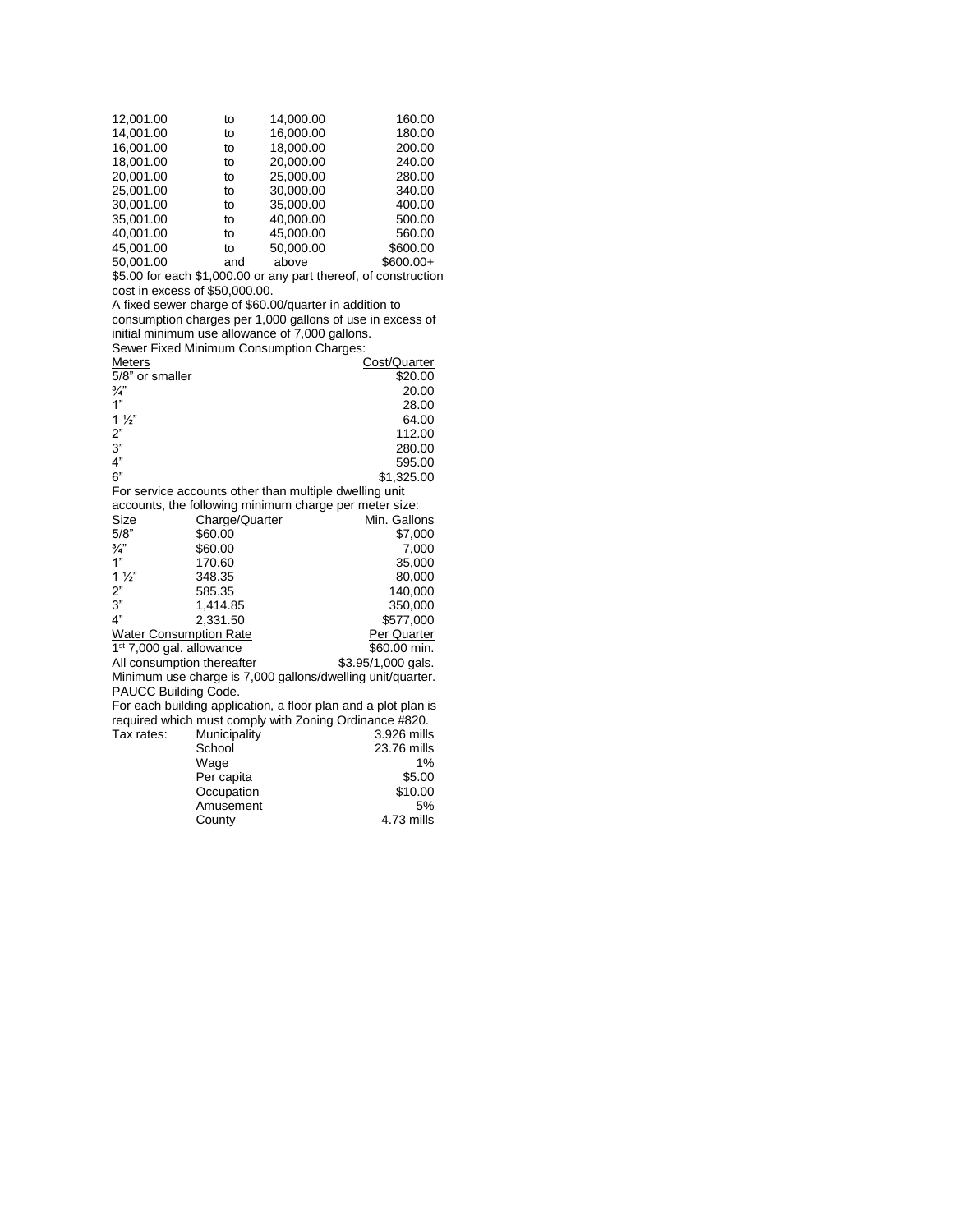| | | | |
|---|---|---|---|
| 12,001.00 | to | 14,000.00 | 160.00 |
| 14,001.00 | to | 16,000.00 | 180.00 |
| 16,001.00 | to | 18,000.00 | 200.00 |
| 18,001.00 | to | 20,000.00 | 240.00 |
| 20,001.00 | to | 25,000.00 | 280.00 |
| 25,001.00 | to | 30,000.00 | 340.00 |
| 30,001.00 | to | 35,000.00 | 400.00 |
| 35,001.00 | to | 40,000.00 | 500.00 |
| 40,001.00 | to | 45,000.00 | 560.00 |
| 45,001.00 | to | 50,000.00 | $600.00 |
| 50,001.00 | and | above | $600.00+ |

$5.00 for each $1,000.00 or any part thereof, of construction cost in excess of $50,000.00.

A fixed sewer charge of $60.00/quarter in addition to consumption charges per 1,000 gallons of use in excess of initial minimum use allowance of 7,000 gallons.

Sewer Fixed Minimum Consumption Charges:

| Meters | Cost/Quarter |
|---|---|
| 5/8" or smaller | $20.00 |
| ¾" | 20.00 |
| 1" | 28.00 |
| 1 ½" | 64.00 |
| 2" | 112.00 |
| 3" | 280.00 |
| 4" | 595.00 |
| 6" | $1,325.00 |

For service accounts other than multiple dwelling unit accounts, the following minimum charge per meter size:

| Size | Charge/Quarter | Min. Gallons |
|---|---|---|
| 5/8" | $60.00 | $7,000 |
| ¾" | $60.00 | 7,000 |
| 1" | 170.60 | 35,000 |
| 1 ½" | 348.35 | 80,000 |
| 2" | 585.35 | 140,000 |
| 3" | 1,414.85 | 350,000 |
| 4" | 2,331.50 | $577,000 |

| Water Consumption Rate | Per Quarter |
|---|---|
| 1st 7,000 gal. allowance | $60.00 min. |
| All consumption thereafter | $3.95/1,000 gals. |

Minimum use charge is 7,000 gallons/dwelling unit/quarter.

PAUCC Building Code.

For each building application, a floor plan and a plot plan is required which must comply with Zoning Ordinance #820.

| | | |
|---|---|---|
| Tax rates: | Municipality | 3.926 mills |
| | School | 23.76 mills |
| | Wage | 1% |
| | Per capita | $5.00 |
| | Occupation | $10.00 |
| | Amusement | 5% |
| | County | 4.73 mills |